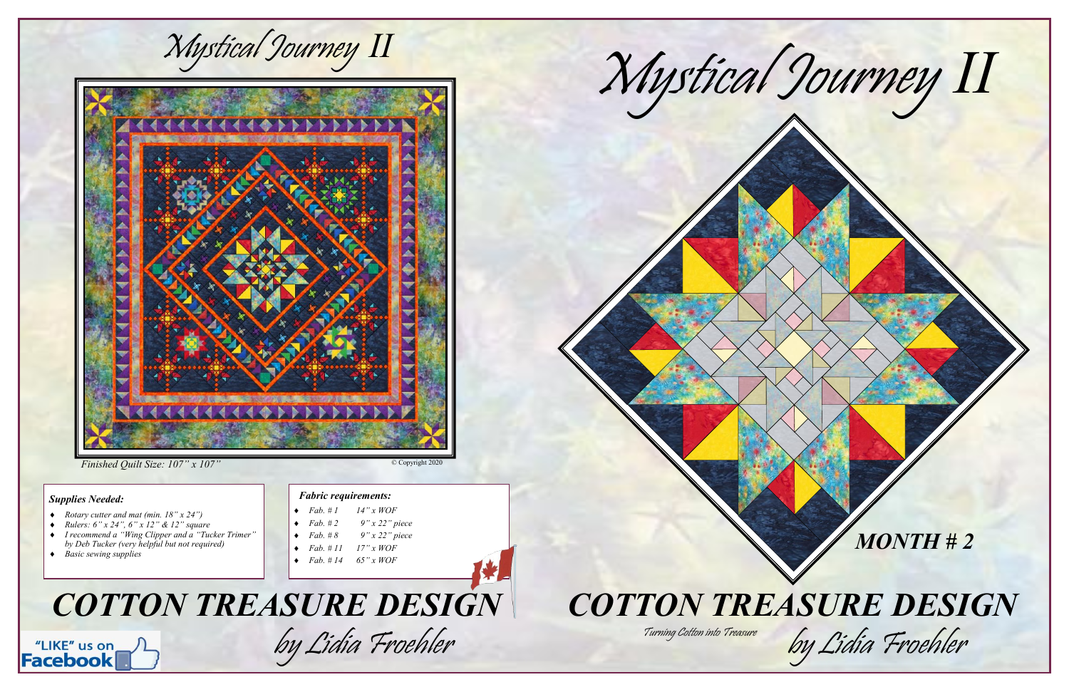# Mystical Journey II

*Finished Quilt Size: 107" x 107"*

© Copyright 2020

### *Supplies Needed:*

- *Rotary cutter and mat (min. 18" x 24")*
- *Rulers: 6" x 24", 6" x 12" & 12" square*
- *I recommend a "Wing Clipper and a "Tucker Trimer" by Deb Tucker (very helpful but not required)*
- *Basic sewing supplies*

### *Fabric requirements:*

- *Fab. # 1 14" x WOF*
- *Fab. # 2 9" x 22" piece*
- *Fab. # 8 9" x 22" piece*
- *Fab. # 11 17" x WOF*
- *Fab. # 14 65" x WOF*

## *COTTON TREASURE DESIGN*

*by Lidia Froehler*

"LIKE" us on Facebook

# Mystical Journey II

## *MONTH # 2*

## *COTTON TREASURE DESIGN*

*Turning Cotton into Treasure*

*by Lidia Froehler*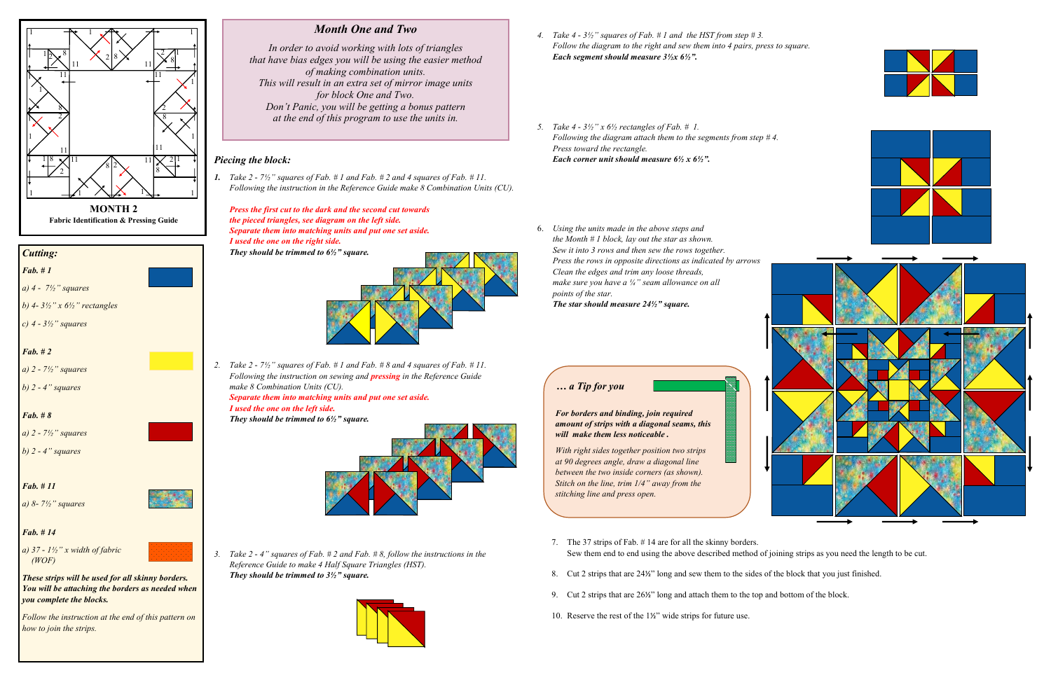**MONTH 2**
**Fabric Identification & Pressing Guide**

## Cutting:

**Fab. # 1**

a) 4 - 7½" squares

b) 4- 3½" x 6½" rectangles

c) 4 - 3½" squares

**Fab. # 2**

a) 2 - 7½" squares

b) 2 - 4" squares

**Fab. # 8**

a) 2 - 7½" squares

b) 2 - 4" squares

**Fab. # 11**

a) 8- 7½" squares

**Fab. # 14**

a) 37 - 1½" x width of fabric (WOF)

**These strips will be used for all skinny borders. You will be attaching the borders as needed when you complete the blocks.**

*Follow the instruction at the end of this pattern on how to join the strips.*

## Month One and Two

*In order to avoid working with lots of triangles that have bias edges you will be using the easier method of making combination units. This will result in an extra set of mirror image units for block One and Two. Don't Panic, you will be getting a bonus pattern at the end of this program to use the units in.*

### Piecing the block:

1. *Take 2 - 7½" squares of Fab. # 1 and Fab. # 2 and 4 squares of Fab. # 11. Following the instruction in the Reference Guide make 8 Combination Units (CU).*

   ***Press the first cut to the dark and the second cut towards the pieced triangles, see diagram on the left side. Separate them into matching units and put one set aside. I used the one on the right side.***

   ***They should be trimmed to 6½" square.***

2. *Take 2 - 7½" squares of Fab. # 1 and Fab. # 8 and 4 squares of Fab. # 11. Following the instruction on sewing and **pressing** in the Reference Guide make 8 Combination Units (CU).*

   ***Separate them into matching units and put one set aside. I used the one on the left side.***

   ***They should be trimmed to 6½" square.***

3. *Take 2 - 4" squares of Fab. # 2 and Fab. # 8, follow the instructions in the Reference Guide to make 4 Half Square Triangles (HST).*

   ***They should be trimmed to 3½" square.***

4. *Take 4 - 3½" squares of Fab. # 1 and the HST from step # 3. Follow the diagram to the right and sew them into 4 pairs, press to square.*

   ***Each segment should measure 3½x 6½".***

5. *Take 4 - 3½" x 6½ rectangles of Fab. # 1. Following the diagram attach them to the segments from step # 4. Press toward the rectangle.*

   ***Each corner unit should measure 6½ x 6½".***

6. *Using the units made in the above steps and the Month # 1 block, lay out the star as shown. Sew it into 3 rows and then sew the rows together. Press the rows in opposite directions as indicated by arrows. Clean the edges and trim any loose threads, make sure you have a ¼" seam allowance on all points of the star.*

   ***The star should measure 24½" square.***

### … a Tip for you

***For borders and binding, join required amount of strips with a diagonal seams, this will make them less noticeable .***

*With right sides together position two strips at 90 degrees angle, draw a diagonal line between the two inside corners (as shown). Stitch on the line, trim 1/4" away from the stitching line and press open.*

7. The 37 strips of Fab. # 14 are for all the skinny borders. Sew them end to end using the above described method of joining strips as you need the length to be cut.

8. Cut 2 strips that are 24½" long and sew them to the sides of the block that you just finished.

9. Cut 2 strips that are 26½" long and attach them to the top and bottom of the block.

10. Reserve the rest of the 1½" wide strips for future use.